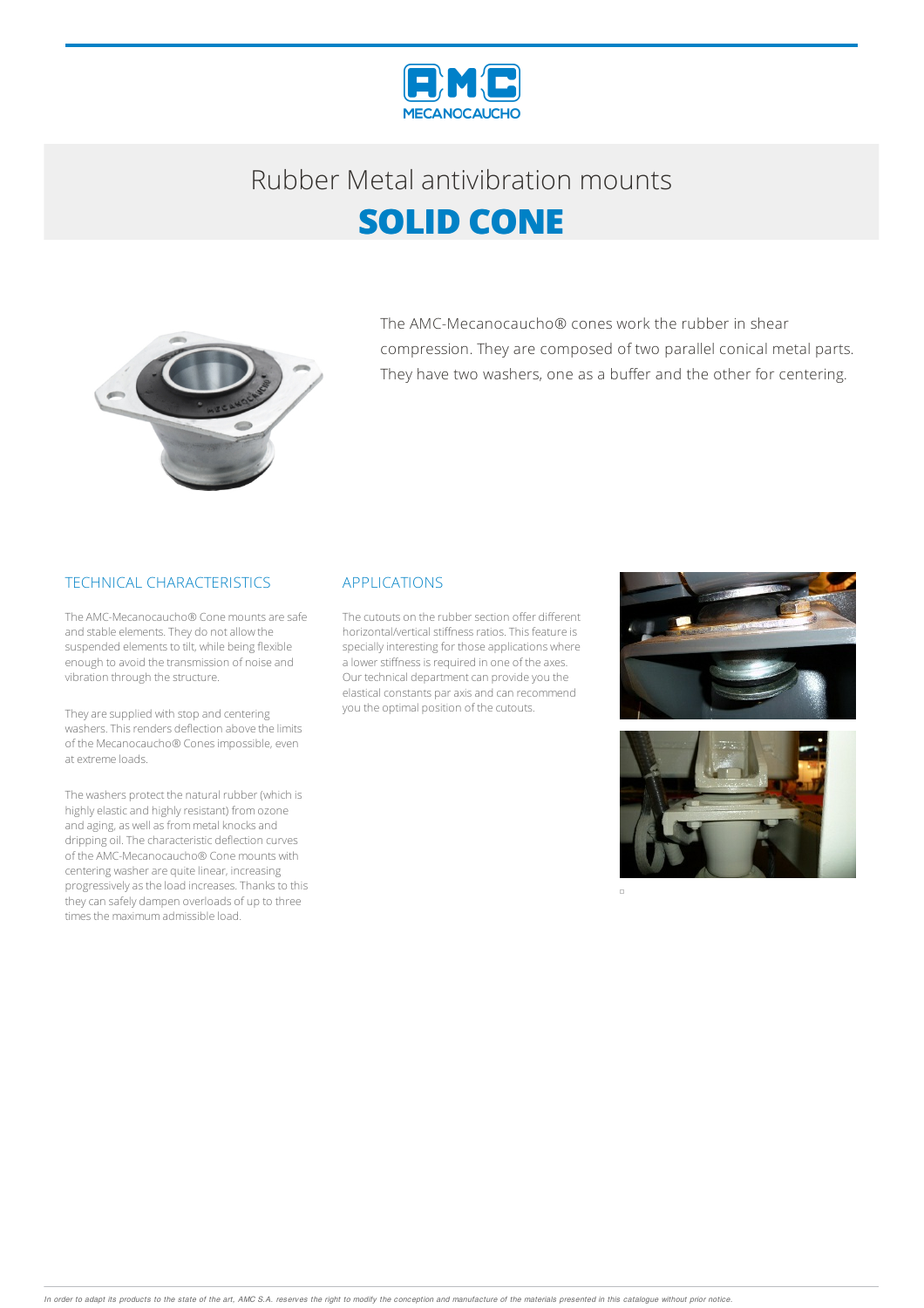# Rubber Metal antivibration mounts

# SOLID CONE

The AMC-Mecanocaucho® cones work the rubber in shear compression. They are composed of two parallel conical metal parts. They have two washers, one as a buffer and the other for centering.

## TECHNICAL CHARACTERISTICS

The AMC-Mecanocaucho® Cone mounts are safe and stable elements. They do not allow the suspended elements to tilt, while being flexible enough to avoid the transmission of noise and vibration through the structure.

They are supplied with stop and centering washers. This renders deflection above the limits of the Mecanocaucho® Cones impossible, even at extreme loads.

The washers protect the natural rubber (which is highly elastic and highly resistant) from ozone and aging, as well as from metal knocks and dripping oil. The characteristic deflection curves of the AMC-Mecanocaucho® Cone mounts with centering washer are quite linear, increasing progressively as the load increases. Thanks to this they can safely dampen overloads of up to three times the maximum admissible load.

## APPLICATIONS

The cutouts on the rubber section offer different horizontal/vertical stiffness ratios. This feature is specially interesting for those applications where a lower stiffness is required in one of the axes. Our technical department can provide you the elastical constants par axis and can recommend you the optimal position of the cutouts.

*In order to adapt its products to the state of the art, AMC S.A. reserves the right to modify the conception and manufacture of the materials presented in this catalogue without prior notice.*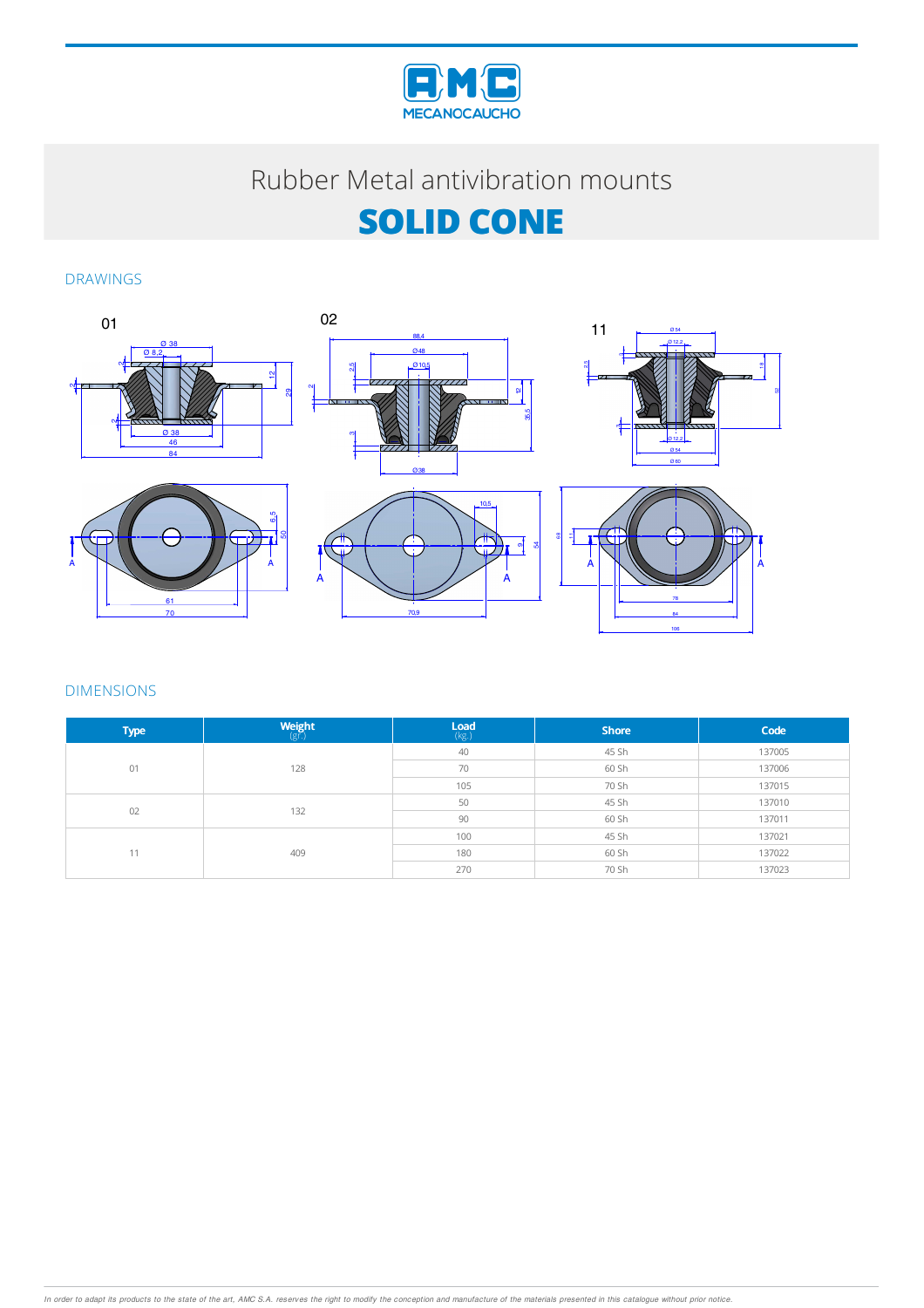# Rubber Metal antivibration mounts

# SOLID CONE

## DRAWINGS

## DIMENSIONS

| Type | Weight (gr.) | Load (kg.) | Shore | Code |
|---|---|---|---|---|
| 01 | 128 | 40 | 45 Sh | 137005 |
| | | 70 | 60 Sh | 137006 |
| | | 105 | 70 Sh | 137015 |
| 02 | 132 | 50 | 45 Sh | 137010 |
| | | 90 | 60 Sh | 137011 |
| 11 | 409 | 100 | 45 Sh | 137021 |
| | | 180 | 60 Sh | 137022 |
| | | 270 | 70 Sh | 137023 |

*In order to adapt its products to the state of the art, AMC S.A. reserves the right to modify the conception and manufacture of the materials presented in this catalogue without prior notice.*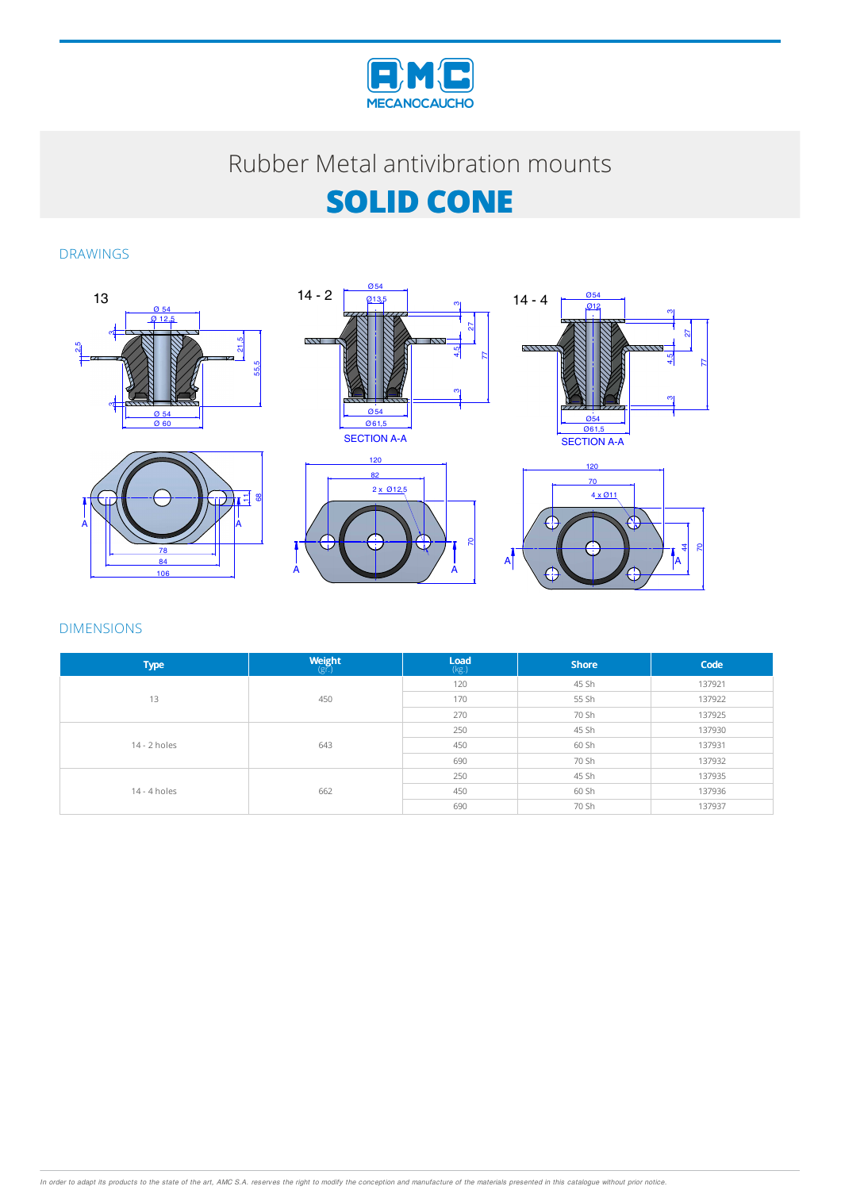# Rubber Metal antivibration mounts

# SOLID CONE

## DRAWINGS

13

Ø 54
Ø 12,5
2,5
3
21,5
55,5
3
Ø 54
Ø 60
11
68
78
84
106
A
A

14 - 2

Ø 54
Ø 13,5
3
27
4,5
77
3
Ø 54
Ø 61,5
SECTION A-A
120
82
2 x Ø 12,5
70
A
A

14 - 4

Ø 54
Ø 12
3
27
4,5
77
3
Ø 54
Ø 61,5
SECTION A-A
120
70
4 x Ø 11
44
70
A
A

## DIMENSIONS

| Type | Weight (gr.) | Load (kg.) | Shore | Code |
|---|---|---|---|---|
| 13 | 450 | 120 | 45 Sh | 137921 |
| | | 170 | 55 Sh | 137922 |
| | | 270 | 70 Sh | 137925 |
| 14 - 2 holes | 643 | 250 | 45 Sh | 137930 |
| | | 450 | 60 Sh | 137931 |
| | | 690 | 70 Sh | 137932 |
| 14 - 4 holes | 662 | 250 | 45 Sh | 137935 |
| | | 450 | 60 Sh | 137936 |
| | | 690 | 70 Sh | 137937 |

*In order to adapt its products to the state of the art, AMC S.A. reserves the right to modify the conception and manufacture of the materials presented in this catalogue without prior notice.*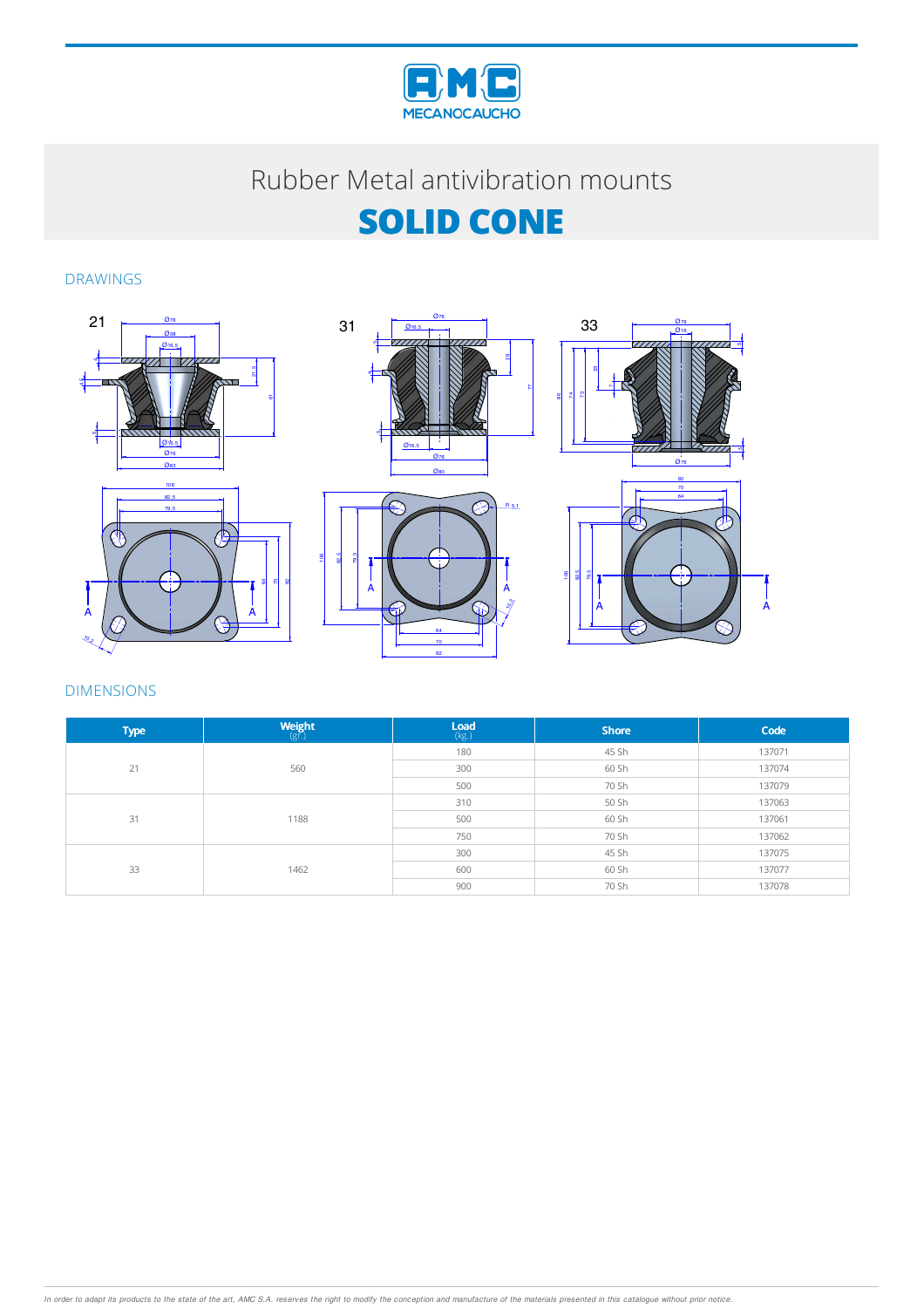# Rubber Metal antivibration mounts

# SOLID CONE

## DRAWINGS

21

31

33

## DIMENSIONS

| Type | Weight (gr.) | Load (kg.) | Shore | Code |
|---|---|---|---|---|
| 21 | 560 | 180 | 45 Sh | 137071 |
| | | 300 | 60 Sh | 137074 |
| | | 500 | 70 Sh | 137079 |
| 31 | 1188 | 310 | 50 Sh | 137063 |
| | | 500 | 60 Sh | 137061 |
| | | 750 | 70 Sh | 137062 |
| 33 | 1462 | 300 | 45 Sh | 137075 |
| | | 600 | 60 Sh | 137077 |
| | | 900 | 70 Sh | 137078 |

*In order to adapt its products to the state of the art, AMC S.A. reserves the right to modify the conception and manufacture of the materials presented in this catalogue without prior notice.*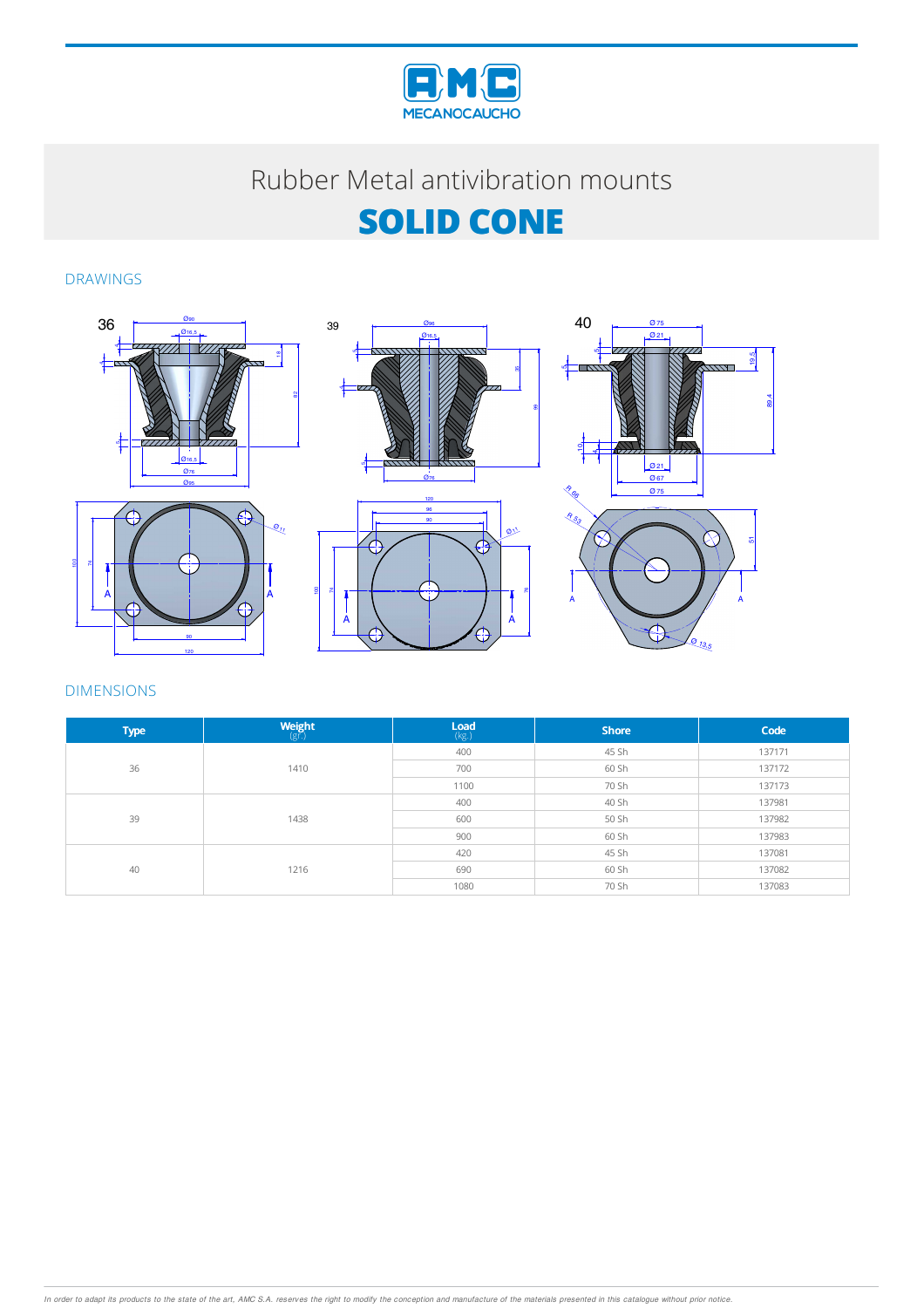# Rubber Metal antivibration mounts

# SOLID CONE

## DRAWINGS

36

39

40

## DIMENSIONS

| Type | Weight (gr.) | Load (kg.) | Shore | Code |
|---|---|---|---|---|
| 36 | 1410 | 400 | 45 Sh | 137171 |
| | | 700 | 60 Sh | 137172 |
| | | 1100 | 70 Sh | 137173 |
| 39 | 1438 | 400 | 40 Sh | 137981 |
| | | 600 | 50 Sh | 137982 |
| | | 900 | 60 Sh | 137983 |
| 40 | 1216 | 420 | 45 Sh | 137081 |
| | | 690 | 60 Sh | 137082 |
| | | 1080 | 70 Sh | 137083 |

*In order to adapt its products to the state of the art, AMC S.A. reserves the right to modify the conception and manufacture of the materials presented in this catalogue without prior notice.*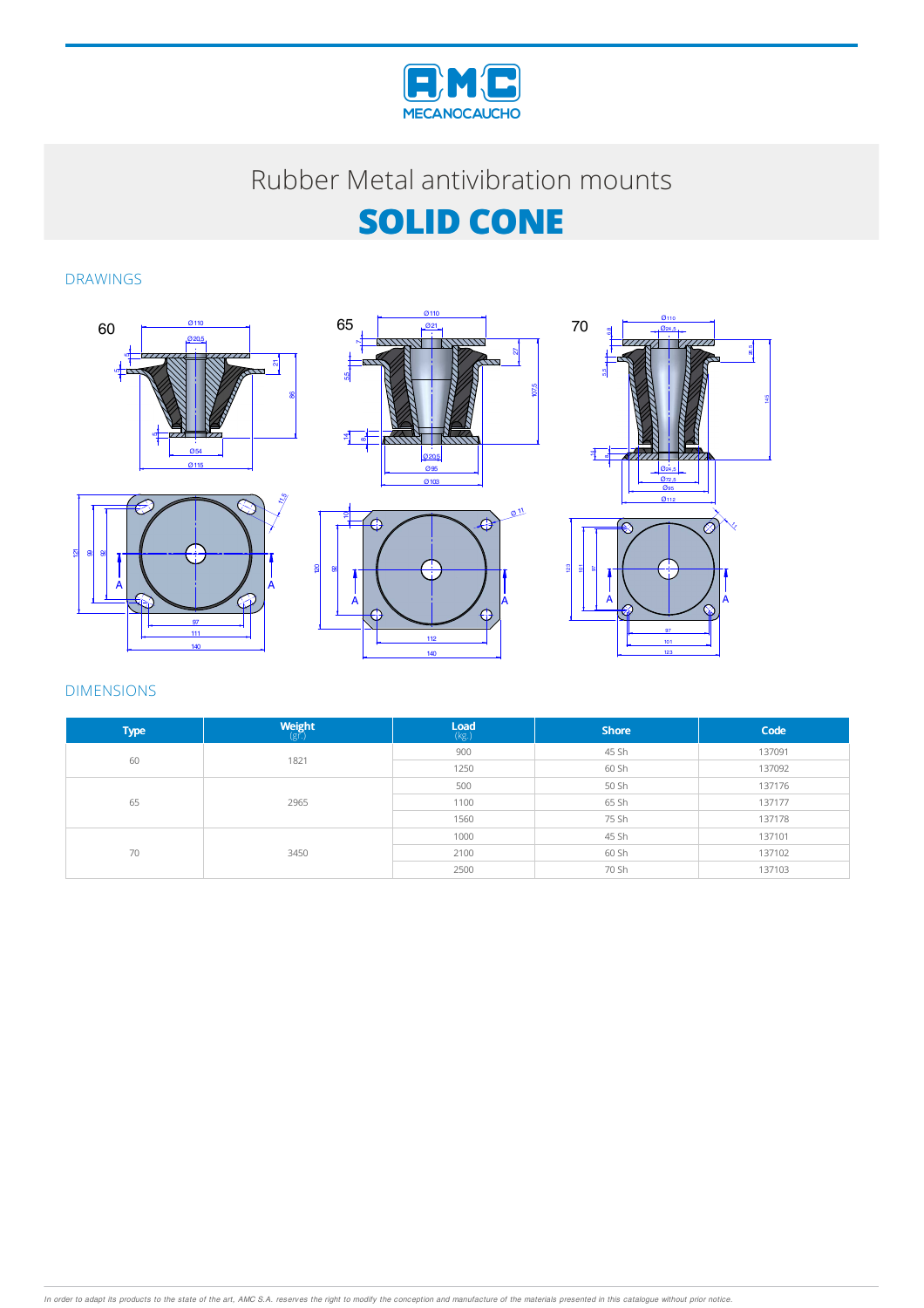# Rubber Metal antivibration mounts

# SOLID CONE

## DRAWINGS

60

Ø110
Ø20,5
21
86
Ø54
Ø115
121
99
92
97
111
140
11,5

65

Ø110
Ø21
27
107,5
Ø20,5
Ø95
Ø103
120
92
112
140
Ø 11

70

Ø110
Ø24,5
26,5
145
Ø24,5
Ø72,5
Ø95
Ø112
123
101
97
97
101
123

## DIMENSIONS

| Type | Weight (gr.) | Load (kg.) | Shore | Code |
|---|---|---|---|---|
| 60 | 1821 | 900 | 45 Sh | 137091 |
| | | 1250 | 60 Sh | 137092 |
| 65 | 2965 | 500 | 50 Sh | 137176 |
| | | 1100 | 65 Sh | 137177 |
| | | 1560 | 75 Sh | 137178 |
| 70 | 3450 | 1000 | 45 Sh | 137101 |
| | | 2100 | 60 Sh | 137102 |
| | | 2500 | 70 Sh | 137103 |

*In order to adapt its products to the state of the art, AMC S.A. reserves the right to modify the conception and manufacture of the materials presented in this catalogue without prior notice.*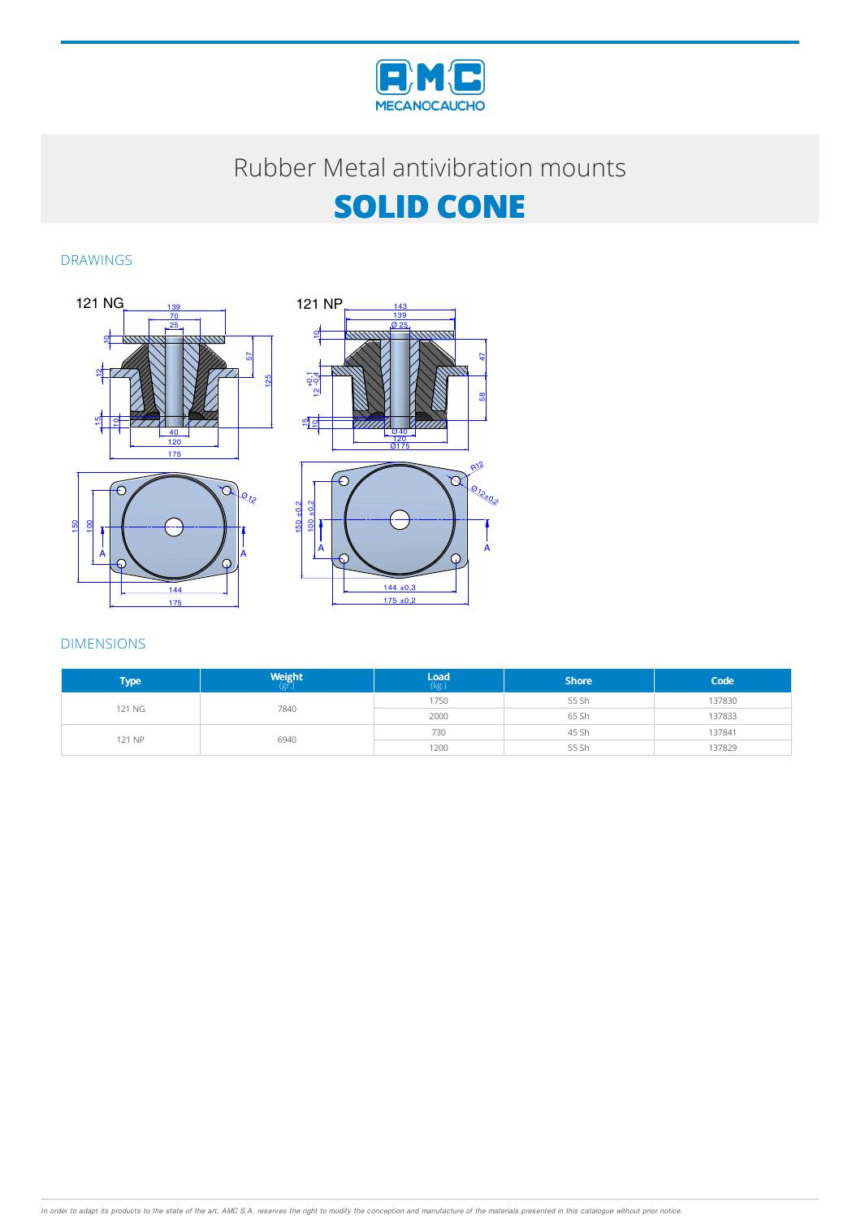# Rubber Metal antivibration mounts

# SOLID CONE

## DRAWINGS

121 NG

139
70
25
10
57
12
125
15
10
40
120
175
150
100
A
A
Ø 12
144
175

121 NP

143
139
Ø 25
10
47
12 +0,1 -0,4
58
15
10
Ø 40
120
Ø175
R12
Ø 12±0,2
150 ±0,2
100 ±0,2
A
A
144 ±0,3
175 ±0,2

## DIMENSIONS

| Type | Weight (gr.) | Load (kg.) | Shore | Code |
|---|---|---|---|---|
| 121 NG | 7840 | 1750 | 55 Sh | 137830 |
| | | 2000 | 65 Sh | 137833 |
| 121 NP | 6940 | 730 | 45 Sh | 137841 |
| | | 1200 | 55 Sh | 137829 |

*In order to adapt its products to the state of the art, AMC S.A. reserves the right to modify the conception and manufacture of the materials presented in this catalogue without prior notice.*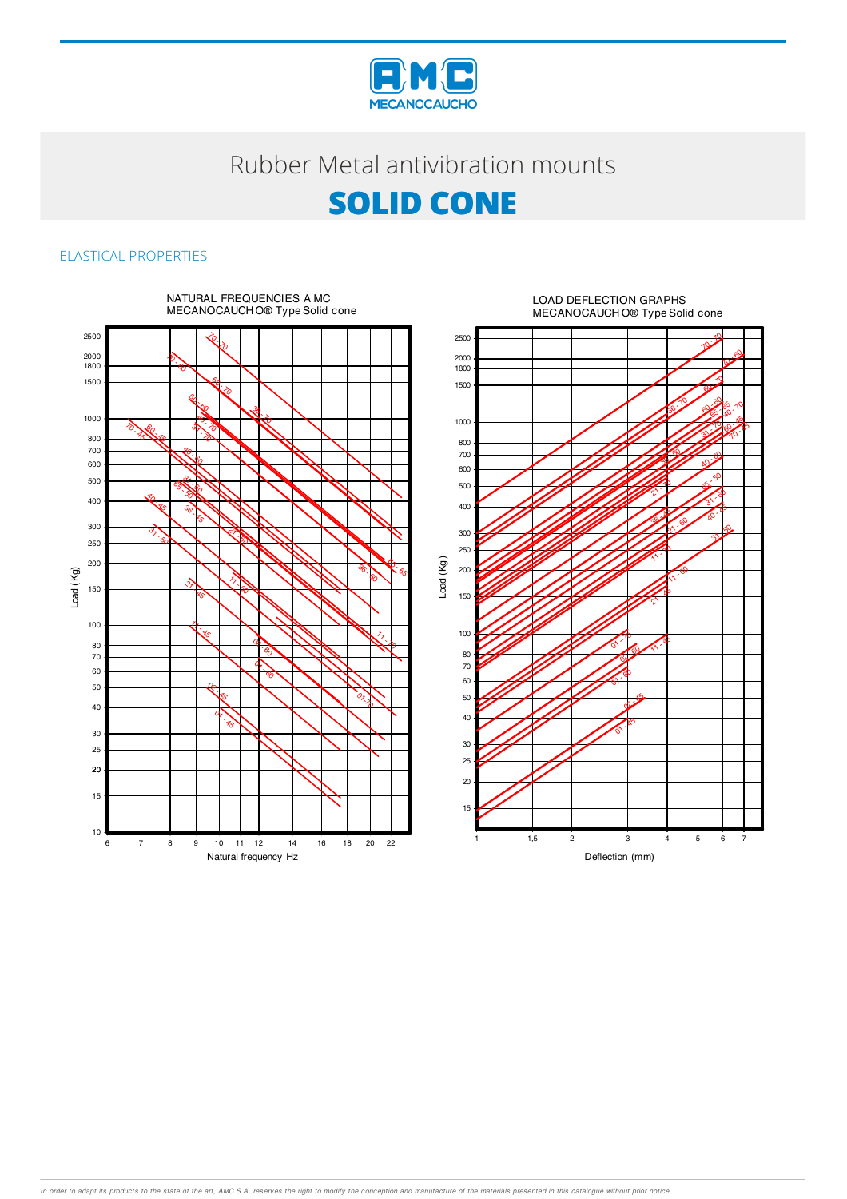# Rubber Metal antivibration mounts

# SOLID CONE

## ELASTICAL PROPERTIES

NATURAL FREQUENCIES A MC MECANOCAUCHO® Type Solid cone

Load (Kg)

2500
2000
1800
1500
1000
800
700
600
500
400
300
250
200
150
100
80
70
60
50
40
30
25
20
15
10

6 7 8 9 10 11 12 14 16 18 20 22

Natural frequency Hz

70 - 70
70 - 60
65 - 70
60 - 60
36 - 70
60 - 70
31 - 70
70 - 45
60 - 45
40 - 60
31 - 60
65 - 50
36 - 45
40 - 45
31 - 45
21 - 60
36 - 60
60 - 65
11 - 60
21 - 45
11 - 70
11 - 45
01 - 60
02 - 60
01 - 70
02 - 45
01 - 45

LOAD DEFLECTION GRAPHS MECANOCAUCHO® Type Solid cone

Load (Kg)

2500
2000
1800
1500
1000
800
700
600
500
400
300
250
200
150
100
80
70
60
50
40
30
25
20
15

1 1,5 2 3 4 5 6 7

Deflection (mm)

70 - 70
70 - 60
60 - 70
36 - 70
60 - 60
65 - 65
40 - 70
31 - 70
60 - 45
70 - 45
36 - 60
40 - 60
21 - 70
65 - 50
31 - 60
36 - 45
40 - 45
21 - 60
31 - 50
11 - 70
11 - 60
21 - 45
01 - 70
02 - 60
11 - 45
01 - 60
02 - 45
01 - 45

*In order to adapt its products to the state of the art, AMC S.A. reserves the right to modify the conception and manufacture of the materials presented in this catalogue without prior notice.*